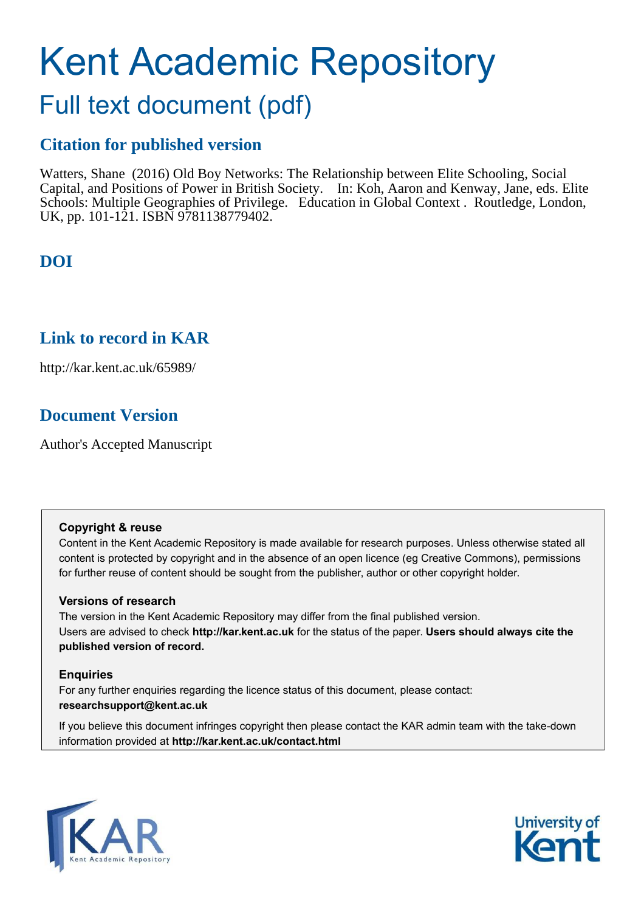# Kent Academic Repository

## Full text document (pdf)

### Citation for published version

Watters, Shane (2016) Old Boy Networks: The Relationship between Elite Schooling, Social Capital, and Positions of Power in British Society. In: Koh, Aaron and Kenway, Jane, eds. Elite Schools: Multiple Geographies of Privilege. Education in Global Context . Routledge, London, UK, pp. 101-121. ISBN 9781138779402.

### DOI

### Link to record in KAR

http://kar.kent.ac.uk/65989/

### Document Version

Author's Accepted Manuscript

**Copyright & reuse**

Content in the Kent Academic Repository is made available for research purposes. Unless otherwise stated all content is protected by copyright and in the absence of an open licence (eg Creative Commons), permissions for further reuse of content should be sought from the publisher, author or other copyright holder.

**Versions of research**

The version in the Kent Academic Repository may differ from the final published version. Users are advised to check **http://kar.kent.ac.uk** for the status of the paper. **Users should always cite the published version of record.**

**Enquiries**

For any further enquiries regarding the licence status of this document, please contact: **researchsupport@kent.ac.uk**

If you believe this document infringes copyright then please contact the KAR admin team with the take-down information provided at **http://kar.kent.ac.uk/contact.html**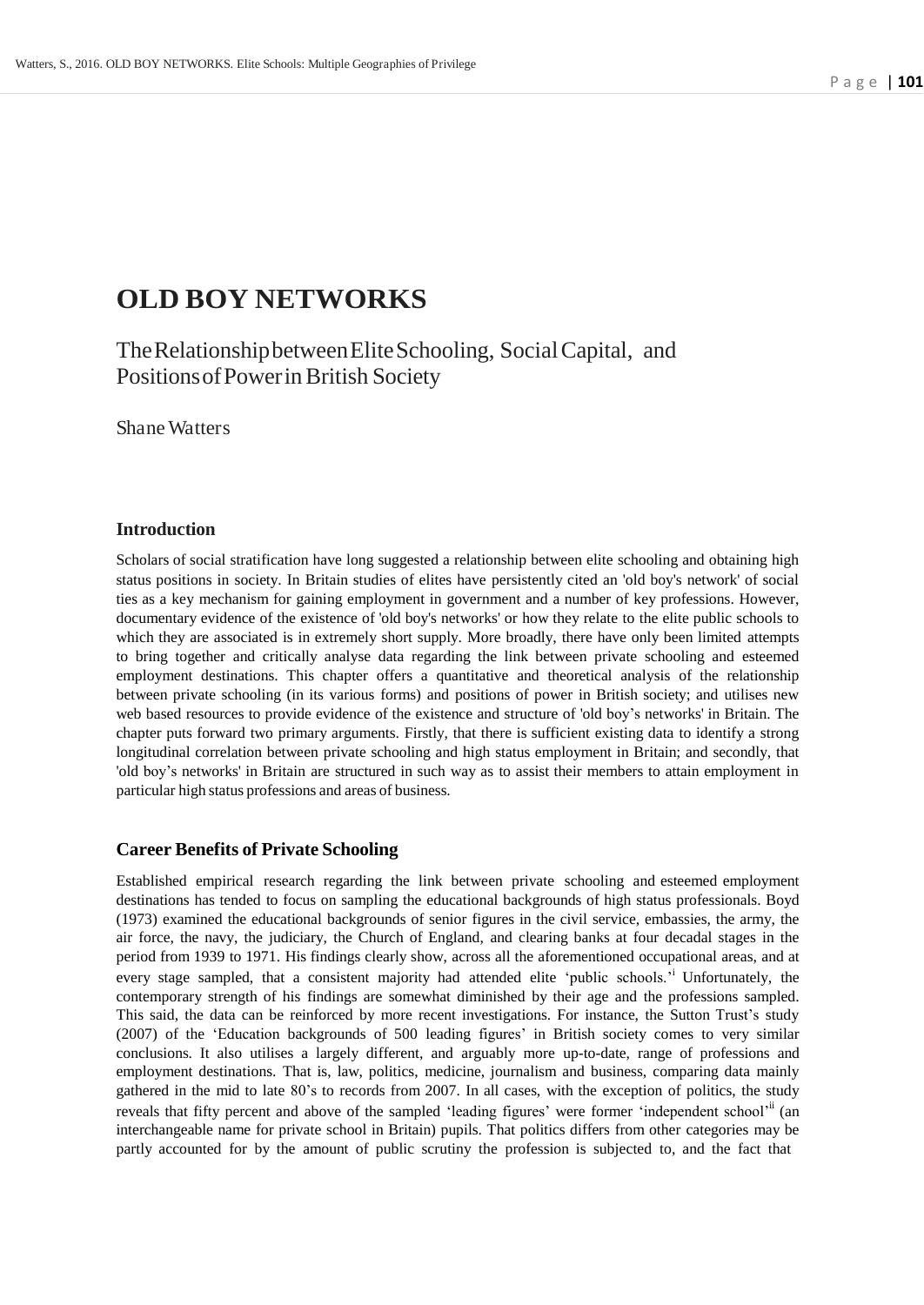# OLD BOY NETWORKS

## The Relationship between Elite Schooling, Social Capital, and Positions of Power in British Society

Shane Watters

### Introduction

Scholars of social stratification have long suggested a relationship between elite schooling and obtaining high status positions in society. In Britain studies of elites have persistently cited an 'old boy's network' of social ties as a key mechanism for gaining employment in government and a number of key professions. However, documentary evidence of the existence of 'old boy's networks' or how they relate to the elite public schools to which they are associated is in extremely short supply. More broadly, there have only been limited attempts to bring together and critically analyse data regarding the link between private schooling and esteemed employment destinations. This chapter offers a quantitative and theoretical analysis of the relationship between private schooling (in its various forms) and positions of power in British society; and utilises new web based resources to provide evidence of the existence and structure of 'old boy's networks' in Britain. The chapter puts forward two primary arguments. Firstly, that there is sufficient existing data to identify a strong longitudinal correlation between private schooling and high status employment in Britain; and secondly, that 'old boy's networks' in Britain are structured in such way as to assist their members to attain employment in particular high status professions and areas of business.

### Career Benefits of Private Schooling

Established empirical research regarding the link between private schooling and esteemed employment destinations has tended to focus on sampling the educational backgrounds of high status professionals. Boyd (1973) examined the educational backgrounds of senior figures in the civil service, embassies, the army, the air force, the navy, the judiciary, the Church of England, and clearing banks at four decadal stages in the period from 1939 to 1971. His findings clearly show, across all the aforementioned occupational areas, and at every stage sampled, that a consistent majority had attended elite 'public schools.'[i] Unfortunately, the contemporary strength of his findings are somewhat diminished by their age and the professions sampled. This said, the data can be reinforced by more recent investigations. For instance, the Sutton Trust's study (2007) of the 'Education backgrounds of 500 leading figures' in British society comes to very similar conclusions. It also utilises a largely different, and arguably more up-to-date, range of professions and employment destinations. That is, law, politics, medicine, journalism and business, comparing data mainly gathered in the mid to late 80's to records from 2007. In all cases, with the exception of politics, the study reveals that fifty percent and above of the sampled 'leading figures' were former 'independent school'[ii] (an interchangeable name for private school in Britain) pupils. That politics differs from other categories may be partly accounted for by the amount of public scrutiny the profession is subjected to, and the fact that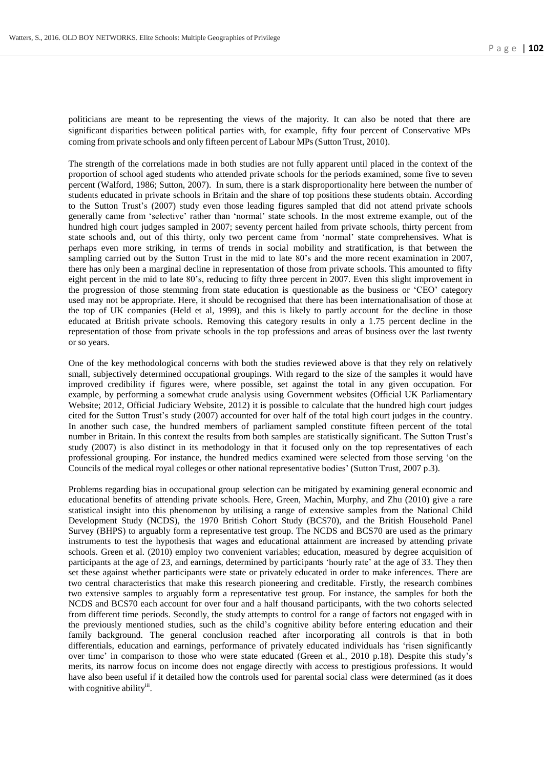politicians are meant to be representing the views of the majority. It can also be noted that there are significant disparities between political parties with, for example, fifty four percent of Conservative MPs coming from private schools and only fifteen percent of Labour MPs (Sutton Trust, 2010).

The strength of the correlations made in both studies are not fully apparent until placed in the context of the proportion of school aged students who attended private schools for the periods examined, some five to seven percent (Walford, 1986; Sutton, 2007). In sum, there is a stark disproportionality here between the number of students educated in private schools in Britain and the share of top positions these students obtain. According to the Sutton Trust's (2007) study even those leading figures sampled that did not attend private schools generally came from 'selective' rather than 'normal' state schools. In the most extreme example, out of the hundred high court judges sampled in 2007; seventy percent hailed from private schools, thirty percent from state schools and, out of this thirty, only two percent came from 'normal' state comprehensives. What is perhaps even more striking, in terms of trends in social mobility and stratification, is that between the sampling carried out by the Sutton Trust in the mid to late 80's and the more recent examination in 2007, there has only been a marginal decline in representation of those from private schools. This amounted to fifty eight percent in the mid to late 80's, reducing to fifty three percent in 2007. Even this slight improvement in the progression of those stemming from state education is questionable as the business or 'CEO' category used may not be appropriate. Here, it should be recognised that there has been internationalisation of those at the top of UK companies (Held et al, 1999), and this is likely to partly account for the decline in those educated at British private schools. Removing this category results in only a 1.75 percent decline in the representation of those from private schools in the top professions and areas of business over the last twenty or so years.

One of the key methodological concerns with both the studies reviewed above is that they rely on relatively small, subjectively determined occupational groupings. With regard to the size of the samples it would have improved credibility if figures were, where possible, set against the total in any given occupation. For example, by performing a somewhat crude analysis using Government websites (Official UK Parliamentary Website; 2012, Official Judiciary Website, 2012) it is possible to calculate that the hundred high court judges cited for the Sutton Trust's study (2007) accounted for over half of the total high court judges in the country. In another such case, the hundred members of parliament sampled constitute fifteen percent of the total number in Britain. In this context the results from both samples are statistically significant. The Sutton Trust's study (2007) is also distinct in its methodology in that it focused only on the top representatives of each professional grouping. For instance, the hundred medics examined were selected from those serving 'on the Councils of the medical royal colleges or other national representative bodies' (Sutton Trust, 2007 p.3).

Problems regarding bias in occupational group selection can be mitigated by examining general economic and educational benefits of attending private schools. Here, Green, Machin, Murphy, and Zhu (2010) give a rare statistical insight into this phenomenon by utilising a range of extensive samples from the National Child Development Study (NCDS), the 1970 British Cohort Study (BCS70), and the British Household Panel Survey (BHPS) to arguably form a representative test group. The NCDS and BCS70 are used as the primary instruments to test the hypothesis that wages and educational attainment are increased by attending private schools. Green et al. (2010) employ two convenient variables; education, measured by degree acquisition of participants at the age of 23, and earnings, determined by participants 'hourly rate' at the age of 33. They then set these against whether participants were state or privately educated in order to make inferences. There are two central characteristics that make this research pioneering and creditable. Firstly, the research combines two extensive samples to arguably form a representative test group. For instance, the samples for both the NCDS and BCS70 each account for over four and a half thousand participants, with the two cohorts selected from different time periods. Secondly, the study attempts to control for a range of factors not engaged with in the previously mentioned studies, such as the child's cognitive ability before entering education and their family background. The general conclusion reached after incorporating all controls is that in both differentials, education and earnings, performance of privately educated individuals has 'risen significantly over time' in comparison to those who were state educated (Green et al., 2010 p.18). Despite this study's merits, its narrow focus on income does not engage directly with access to prestigious professions. It would have also been useful if it detailed how the controls used for parental social class were determined (as it does with cognitive ability[iii].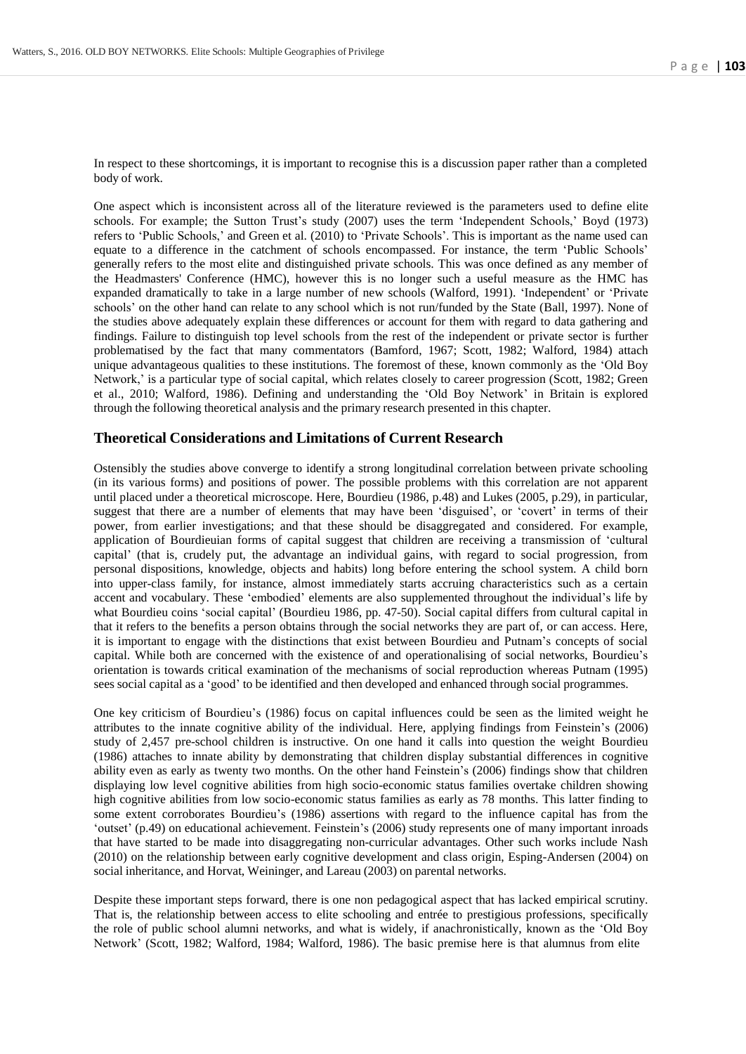In respect to these shortcomings, it is important to recognise this is a discussion paper rather than a completed body of work.

One aspect which is inconsistent across all of the literature reviewed is the parameters used to define elite schools. For example; the Sutton Trust's study (2007) uses the term 'Independent Schools,' Boyd (1973) refers to 'Public Schools,' and Green et al. (2010) to 'Private Schools'. This is important as the name used can equate to a difference in the catchment of schools encompassed. For instance, the term 'Public Schools' generally refers to the most elite and distinguished private schools. This was once defined as any member of the Headmasters' Conference (HMC), however this is no longer such a useful measure as the HMC has expanded dramatically to take in a large number of new schools (Walford, 1991). 'Independent' or 'Private schools' on the other hand can relate to any school which is not run/funded by the State (Ball, 1997). None of the studies above adequately explain these differences or account for them with regard to data gathering and findings. Failure to distinguish top level schools from the rest of the independent or private sector is further problematised by the fact that many commentators (Bamford, 1967; Scott, 1982; Walford, 1984) attach unique advantageous qualities to these institutions. The foremost of these, known commonly as the 'Old Boy Network,' is a particular type of social capital, which relates closely to career progression (Scott, 1982; Green et al., 2010; Walford, 1986). Defining and understanding the 'Old Boy Network' in Britain is explored through the following theoretical analysis and the primary research presented in this chapter.

## Theoretical Considerations and Limitations of Current Research

Ostensibly the studies above converge to identify a strong longitudinal correlation between private schooling (in its various forms) and positions of power. The possible problems with this correlation are not apparent until placed under a theoretical microscope. Here, Bourdieu (1986, p.48) and Lukes (2005, p.29), in particular, suggest that there are a number of elements that may have been 'disguised', or 'covert' in terms of their power, from earlier investigations; and that these should be disaggregated and considered. For example, application of Bourdieuian forms of capital suggest that children are receiving a transmission of 'cultural capital' (that is, crudely put, the advantage an individual gains, with regard to social progression, from personal dispositions, knowledge, objects and habits) long before entering the school system. A child born into upper-class family, for instance, almost immediately starts accruing characteristics such as a certain accent and vocabulary. These 'embodied' elements are also supplemented throughout the individual's life by what Bourdieu coins 'social capital' (Bourdieu 1986, pp. 47-50). Social capital differs from cultural capital in that it refers to the benefits a person obtains through the social networks they are part of, or can access. Here, it is important to engage with the distinctions that exist between Bourdieu and Putnam's concepts of social capital. While both are concerned with the existence of and operationalising of social networks, Bourdieu's orientation is towards critical examination of the mechanisms of social reproduction whereas Putnam (1995) sees social capital as a 'good' to be identified and then developed and enhanced through social programmes.

One key criticism of Bourdieu's (1986) focus on capital influences could be seen as the limited weight he attributes to the innate cognitive ability of the individual. Here, applying findings from Feinstein's (2006) study of 2,457 pre-school children is instructive. On one hand it calls into question the weight Bourdieu (1986) attaches to innate ability by demonstrating that children display substantial differences in cognitive ability even as early as twenty two months. On the other hand Feinstein's (2006) findings show that children displaying low level cognitive abilities from high socio-economic status families overtake children showing high cognitive abilities from low socio-economic status families as early as 78 months. This latter finding to some extent corroborates Bourdieu's (1986) assertions with regard to the influence capital has from the 'outset' (p.49) on educational achievement. Feinstein's (2006) study represents one of many important inroads that have started to be made into disaggregating non-curricular advantages. Other such works include Nash (2010) on the relationship between early cognitive development and class origin, Esping-Andersen (2004) on social inheritance, and Horvat, Weininger, and Lareau (2003) on parental networks.

Despite these important steps forward, there is one non pedagogical aspect that has lacked empirical scrutiny. That is, the relationship between access to elite schooling and entrée to prestigious professions, specifically the role of public school alumni networks, and what is widely, if anachronistically, known as the 'Old Boy Network' (Scott, 1982; Walford, 1984; Walford, 1986). The basic premise here is that alumnus from elite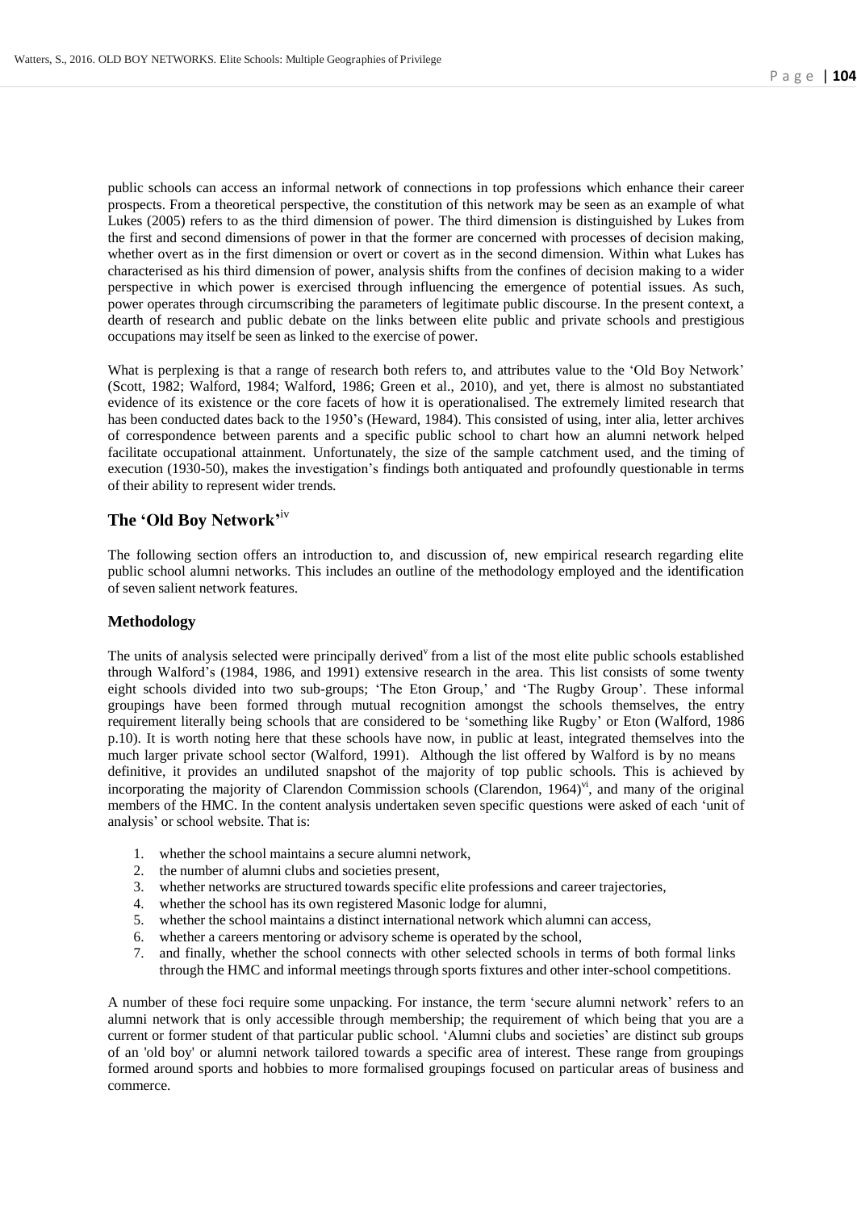public schools can access an informal network of connections in top professions which enhance their career prospects. From a theoretical perspective, the constitution of this network may be seen as an example of what Lukes (2005) refers to as the third dimension of power. The third dimension is distinguished by Lukes from the first and second dimensions of power in that the former are concerned with processes of decision making, whether overt as in the first dimension or overt or covert as in the second dimension. Within what Lukes has characterised as his third dimension of power, analysis shifts from the confines of decision making to a wider perspective in which power is exercised through influencing the emergence of potential issues. As such, power operates through circumscribing the parameters of legitimate public discourse. In the present context, a dearth of research and public debate on the links between elite public and private schools and prestigious occupations may itself be seen as linked to the exercise of power.

What is perplexing is that a range of research both refers to, and attributes value to the 'Old Boy Network' (Scott, 1982; Walford, 1984; Walford, 1986; Green et al., 2010), and yet, there is almost no substantiated evidence of its existence or the core facets of how it is operationalised. The extremely limited research that has been conducted dates back to the 1950's (Heward, 1984). This consisted of using, inter alia, letter archives of correspondence between parents and a specific public school to chart how an alumni network helped facilitate occupational attainment. Unfortunately, the size of the sample catchment used, and the timing of execution (1930-50), makes the investigation's findings both antiquated and profoundly questionable in terms of their ability to represent wider trends.

## The 'Old Boy Network'[iv]

The following section offers an introduction to, and discussion of, new empirical research regarding elite public school alumni networks. This includes an outline of the methodology employed and the identification of seven salient network features.

### Methodology

The units of analysis selected were principally derived[v] from a list of the most elite public schools established through Walford's (1984, 1986, and 1991) extensive research in the area. This list consists of some twenty eight schools divided into two sub-groups; 'The Eton Group,' and 'The Rugby Group'. These informal groupings have been formed through mutual recognition amongst the schools themselves, the entry requirement literally being schools that are considered to be 'something like Rugby' or Eton (Walford, 1986 p.10). It is worth noting here that these schools have now, in public at least, integrated themselves into the much larger private school sector (Walford, 1991). Although the list offered by Walford is by no means definitive, it provides an undiluted snapshot of the majority of top public schools. This is achieved by incorporating the majority of Clarendon Commission schools (Clarendon, 1964)[vi], and many of the original members of the HMC. In the content analysis undertaken seven specific questions were asked of each 'unit of analysis' or school website. That is:

1. whether the school maintains a secure alumni network,
2. the number of alumni clubs and societies present,
3. whether networks are structured towards specific elite professions and career trajectories,
4. whether the school has its own registered Masonic lodge for alumni,
5. whether the school maintains a distinct international network which alumni can access,
6. whether a careers mentoring or advisory scheme is operated by the school,
7. and finally, whether the school connects with other selected schools in terms of both formal links through the HMC and informal meetings through sports fixtures and other inter-school competitions.

A number of these foci require some unpacking. For instance, the term 'secure alumni network' refers to an alumni network that is only accessible through membership; the requirement of which being that you are a current or former student of that particular public school. 'Alumni clubs and societies' are distinct sub groups of an 'old boy' or alumni network tailored towards a specific area of interest. These range from groupings formed around sports and hobbies to more formalised groupings focused on particular areas of business and commerce.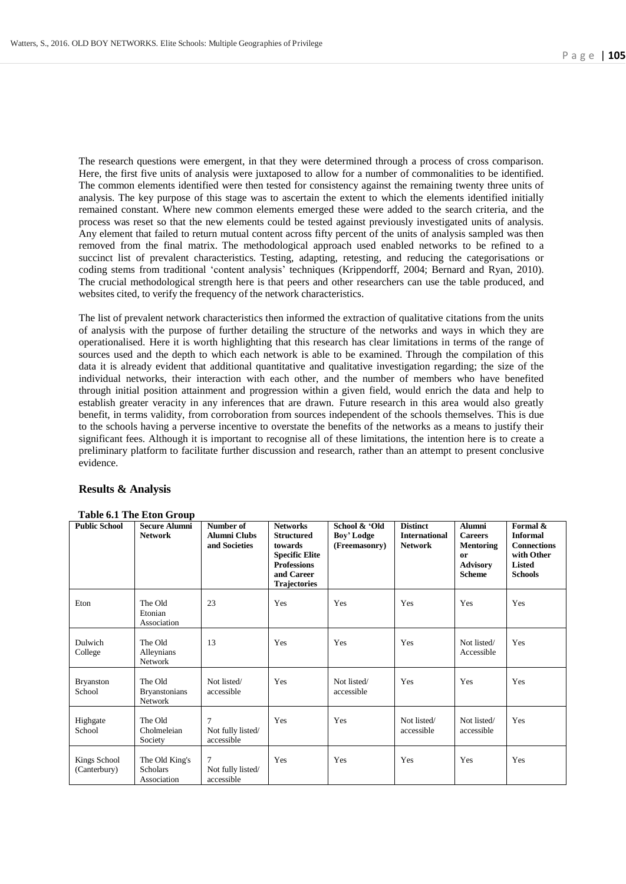The research questions were emergent, in that they were determined through a process of cross comparison. Here, the first five units of analysis were juxtaposed to allow for a number of commonalities to be identified. The common elements identified were then tested for consistency against the remaining twenty three units of analysis. The key purpose of this stage was to ascertain the extent to which the elements identified initially remained constant. Where new common elements emerged these were added to the search criteria, and the process was reset so that the new elements could be tested against previously investigated units of analysis. Any element that failed to return mutual content across fifty percent of the units of analysis sampled was then removed from the final matrix. The methodological approach used enabled networks to be refined to a succinct list of prevalent characteristics. Testing, adapting, retesting, and reducing the categorisations or coding stems from traditional 'content analysis' techniques (Krippendorff, 2004; Bernard and Ryan, 2010). The crucial methodological strength here is that peers and other researchers can use the table produced, and websites cited, to verify the frequency of the network characteristics.

The list of prevalent network characteristics then informed the extraction of qualitative citations from the units of analysis with the purpose of further detailing the structure of the networks and ways in which they are operationalised. Here it is worth highlighting that this research has clear limitations in terms of the range of sources used and the depth to which each network is able to be examined. Through the compilation of this data it is already evident that additional quantitative and qualitative investigation regarding; the size of the individual networks, their interaction with each other, and the number of members who have benefited through initial position attainment and progression within a given field, would enrich the data and help to establish greater veracity in any inferences that are drawn. Future research in this area would also greatly benefit, in terms validity, from corroboration from sources independent of the schools themselves. This is due to the schools having a perverse incentive to overstate the benefits of the networks as a means to justify their significant fees. Although it is important to recognise all of these limitations, the intention here is to create a preliminary platform to facilitate further discussion and research, rather than an attempt to present conclusive evidence.

## Results & Analysis

**Table 6.1 The Eton Group**

| Public School | Secure Alumni Network | Number of Alumni Clubs and Societies | Networks Structured towards Specific Elite Professions and Career Trajectories | School & 'Old Boy' Lodge (Freemasonry) | Distinct International Network | Alumni Careers Mentoring or Advisory Scheme | Formal & Informal Connections with Other Listed Schools |
|---|---|---|---|---|---|---|---|
| Eton | The Old Etonian Association | 23 | Yes | Yes | Yes | Yes | Yes |
| Dulwich College | The Old Alleynians Network | 13 | Yes | Yes | Yes | Not listed/ Accessible | Yes |
| Bryanston School | The Old Bryanstonians Network | Not listed/ accessible | Yes | Not listed/ accessible | Yes | Yes | Yes |
| Highgate School | The Old Cholmeleian Society | 7 Not fully listed/ accessible | Yes | Yes | Not listed/ accessible | Not listed/ accessible | Yes |
| Kings School (Canterbury) | The Old King's Scholars Association | 7 Not fully listed/ accessible | Yes | Yes | Yes | Yes | Yes |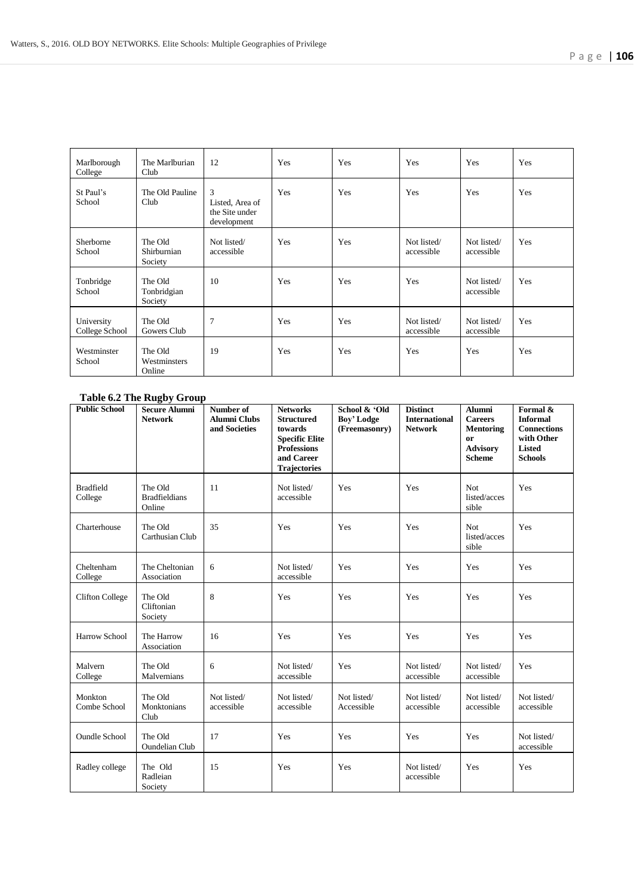| Marlborough College | The Marlburian Club | 12 | Yes | Yes | Yes | Yes | Yes |
|---|---|---|---|---|---|---|---|
| St Paul's School | The Old Pauline Club | 3 Listed, Area of the Site under development | Yes | Yes | Yes | Yes | Yes |
| Sherborne School | The Old Shirburnian Society | Not listed/ accessible | Yes | Yes | Not listed/ accessible | Not listed/ accessible | Yes |
| Tonbridge School | The Old Tonbridgian Society | 10 | Yes | Yes | Yes | Not listed/ accessible | Yes |
| University College School | The Old Gowers Club | 7 | Yes | Yes | Not listed/ accessible | Not listed/ accessible | Yes |
| Westminster School | The Old Westminsters Online | 19 | Yes | Yes | Yes | Yes | Yes |

**Table 6.2 The Rugby Group**

| Public School | Secure Alumni Network | Number of Alumni Clubs and Societies | Networks Structured towards Specific Elite Professions and Career Trajectories | School & 'Old Boy' Lodge (Freemasonry) | Distinct International Network | Alumni Careers Mentoring or Advisory Scheme | Formal & Informal Connections with Other Listed Schools |
|---|---|---|---|---|---|---|---|
| Bradfield College | The Old Bradfieldians Online | 11 | Not listed/ accessible | Yes | Yes | Not listed/accessible | Yes |
| Charterhouse | The Old Carthusian Club | 35 | Yes | Yes | Yes | Not listed/accessible | Yes |
| Cheltenham College | The Cheltonian Association | 6 | Not listed/ accessible | Yes | Yes | Yes | Yes |
| Clifton College | The Old Cliftonian Society | 8 | Yes | Yes | Yes | Yes | Yes |
| Harrow School | The Harrow Association | 16 | Yes | Yes | Yes | Yes | Yes |
| Malvern College | The Old Malvernians | 6 | Not listed/ accessible | Yes | Not listed/ accessible | Not listed/ accessible | Yes |
| Monkton Combe School | The Old Monktonians Club | Not listed/ accessible | Not listed/ accessible | Not listed/ Accessible | Not listed/ accessible | Not listed/ accessible | Not listed/ accessible |
| Oundle School | The Old Oundelian Club | 17 | Yes | Yes | Yes | Yes | Not listed/ accessible |
| Radley college | The Old Radleian Society | 15 | Yes | Yes | Not listed/ accessible | Yes | Yes |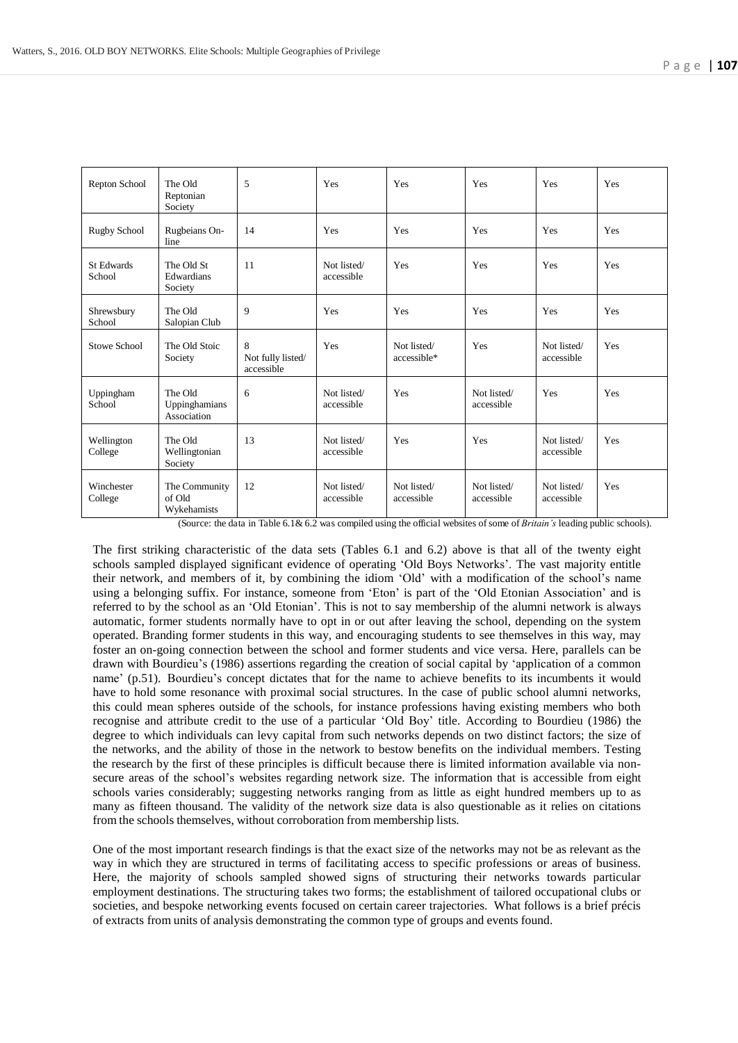| Repton School | The Old Reptonian Society | 5 | Yes | Yes | Yes | Yes | Yes |
|---|---|---|---|---|---|---|---|
| Rugby School | Rugbeians On-line | 14 | Yes | Yes | Yes | Yes | Yes |
| St Edwards School | The Old St Edwardians Society | 11 | Not listed/ accessible | Yes | Yes | Yes | Yes |
| Shrewsbury School | The Old Salopian Club | 9 | Yes | Yes | Yes | Yes | Yes |
| Stowe School | The Old Stoic Society | 8 Not fully listed/ accessible | Yes | Not listed/ accessible* | Yes | Not listed/ accessible | Yes |
| Uppingham School | The Old Uppinghamians Association | 6 | Not listed/ accessible | Yes | Not listed/ accessible | Yes | Yes |
| Wellington College | The Old Wellingtonian Society | 13 | Not listed/ accessible | Yes | Yes | Not listed/ accessible | Yes |
| Winchester College | The Community of Old Wykehamists | 12 | Not listed/ accessible | Not listed/ accessible | Not listed/ accessible | Not listed/ accessible | Yes |

(Source: the data in Table 6.1& 6.2 was compiled using the official websites of some of *Britain's* leading public schools).

The first striking characteristic of the data sets (Tables 6.1 and 6.2) above is that all of the twenty eight schools sampled displayed significant evidence of operating 'Old Boys Networks'. The vast majority entitle their network, and members of it, by combining the idiom 'Old' with a modification of the school's name using a belonging suffix. For instance, someone from 'Eton' is part of the 'Old Etonian Association' and is referred to by the school as an 'Old Etonian'. This is not to say membership of the alumni network is always automatic, former students normally have to opt in or out after leaving the school, depending on the system operated. Branding former students in this way, and encouraging students to see themselves in this way, may foster an on-going connection between the school and former students and vice versa. Here, parallels can be drawn with Bourdieu's (1986) assertions regarding the creation of social capital by 'application of a common name' (p.51). Bourdieu's concept dictates that for the name to achieve benefits to its incumbents it would have to hold some resonance with proximal social structures. In the case of public school alumni networks, this could mean spheres outside of the schools, for instance professions having existing members who both recognise and attribute credit to the use of a particular 'Old Boy' title. According to Bourdieu (1986) the degree to which individuals can levy capital from such networks depends on two distinct factors; the size of the networks, and the ability of those in the network to bestow benefits on the individual members. Testing the research by the first of these principles is difficult because there is limited information available via non-secure areas of the school's websites regarding network size. The information that is accessible from eight schools varies considerably; suggesting networks ranging from as little as eight hundred members up to as many as fifteen thousand. The validity of the network size data is also questionable as it relies on citations from the schools themselves, without corroboration from membership lists.

One of the most important research findings is that the exact size of the networks may not be as relevant as the way in which they are structured in terms of facilitating access to specific professions or areas of business. Here, the majority of schools sampled showed signs of structuring their networks towards particular employment destinations. The structuring takes two forms; the establishment of tailored occupational clubs or societies, and bespoke networking events focused on certain career trajectories. What follows is a brief précis of extracts from units of analysis demonstrating the common type of groups and events found.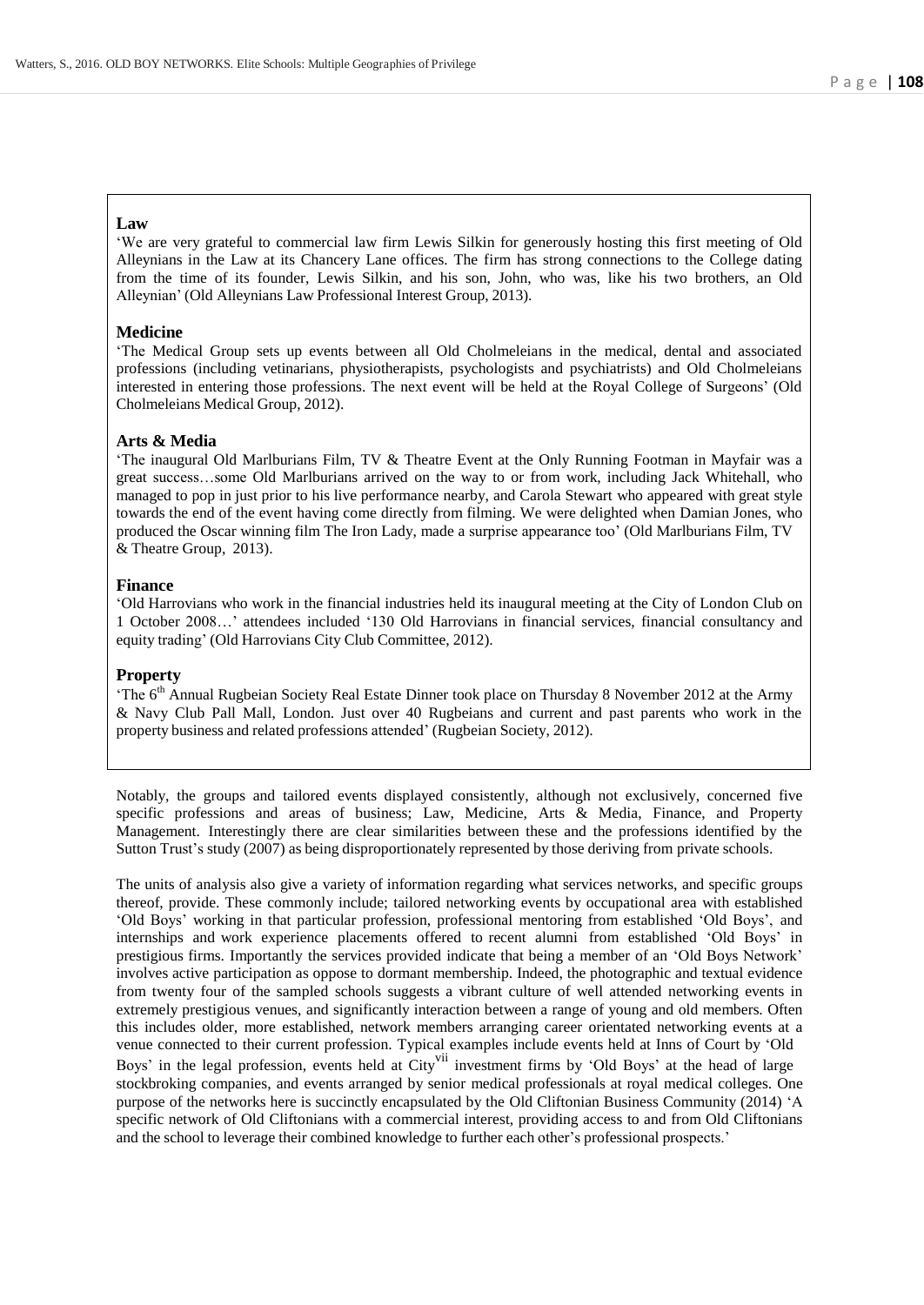**Law**

'We are very grateful to commercial law firm Lewis Silkin for generously hosting this first meeting of Old Alleynians in the Law at its Chancery Lane offices. The firm has strong connections to the College dating from the time of its founder, Lewis Silkin, and his son, John, who was, like his two brothers, an Old Alleynian' (Old Alleynians Law Professional Interest Group, 2013).

**Medicine**

'The Medical Group sets up events between all Old Cholmeleians in the medical, dental and associated professions (including vetinarians, physiotherapists, psychologists and psychiatrists) and Old Cholmeleians interested in entering those professions. The next event will be held at the Royal College of Surgeons' (Old Cholmeleians Medical Group, 2012).

**Arts & Media**

'The inaugural Old Marlburians Film, TV & Theatre Event at the Only Running Footman in Mayfair was a great success…some Old Marlburians arrived on the way to or from work, including Jack Whitehall, who managed to pop in just prior to his live performance nearby, and Carola Stewart who appeared with great style towards the end of the event having come directly from filming. We were delighted when Damian Jones, who produced the Oscar winning film The Iron Lady, made a surprise appearance too' (Old Marlburians Film, TV & Theatre Group, 2013).

**Finance**

'Old Harrovians who work in the financial industries held its inaugural meeting at the City of London Club on 1 October 2008…' attendees included '130 Old Harrovians in financial services, financial consultancy and equity trading' (Old Harrovians City Club Committee, 2012).

**Property**

'The 6th Annual Rugbeian Society Real Estate Dinner took place on Thursday 8 November 2012 at the Army & Navy Club Pall Mall, London. Just over 40 Rugbeians and current and past parents who work in the property business and related professions attended' (Rugbeian Society, 2012).

Notably, the groups and tailored events displayed consistently, although not exclusively, concerned five specific professions and areas of business; Law, Medicine, Arts & Media, Finance, and Property Management. Interestingly there are clear similarities between these and the professions identified by the Sutton Trust's study (2007) as being disproportionately represented by those deriving from private schools.

The units of analysis also give a variety of information regarding what services networks, and specific groups thereof, provide. These commonly include; tailored networking events by occupational area with established 'Old Boys' working in that particular profession, professional mentoring from established 'Old Boys', and internships and work experience placements offered to recent alumni from established 'Old Boys' in prestigious firms. Importantly the services provided indicate that being a member of an 'Old Boys Network' involves active participation as oppose to dormant membership. Indeed, the photographic and textual evidence from twenty four of the sampled schools suggests a vibrant culture of well attended networking events in extremely prestigious venues, and significantly interaction between a range of young and old members. Often this includes older, more established, network members arranging career orientated networking events at a venue connected to their current profession. Typical examples include events held at Inns of Court by 'Old Boys' in the legal profession, events held at City[vii] investment firms by 'Old Boys' at the head of large stockbroking companies, and events arranged by senior medical professionals at royal medical colleges. One purpose of the networks here is succinctly encapsulated by the Old Cliftonian Business Community (2014) 'A specific network of Old Cliftonians with a commercial interest, providing access to and from Old Cliftonians and the school to leverage their combined knowledge to further each other's professional prospects.'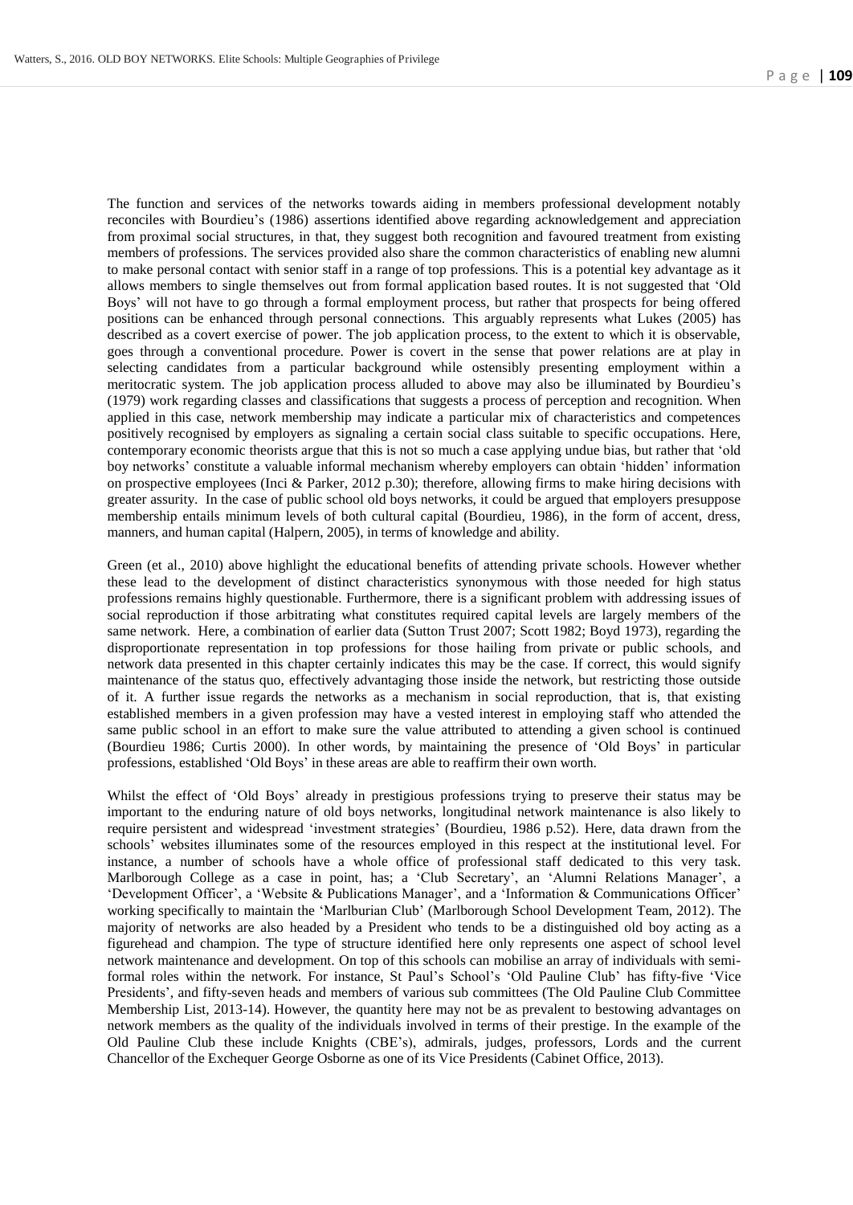The function and services of the networks towards aiding in members professional development notably reconciles with Bourdieu's (1986) assertions identified above regarding acknowledgement and appreciation from proximal social structures, in that, they suggest both recognition and favoured treatment from existing members of professions. The services provided also share the common characteristics of enabling new alumni to make personal contact with senior staff in a range of top professions. This is a potential key advantage as it allows members to single themselves out from formal application based routes. It is not suggested that 'Old Boys' will not have to go through a formal employment process, but rather that prospects for being offered positions can be enhanced through personal connections. This arguably represents what Lukes (2005) has described as a covert exercise of power. The job application process, to the extent to which it is observable, goes through a conventional procedure. Power is covert in the sense that power relations are at play in selecting candidates from a particular background while ostensibly presenting employment within a meritocratic system. The job application process alluded to above may also be illuminated by Bourdieu's (1979) work regarding classes and classifications that suggests a process of perception and recognition. When applied in this case, network membership may indicate a particular mix of characteristics and competences positively recognised by employers as signaling a certain social class suitable to specific occupations. Here, contemporary economic theorists argue that this is not so much a case applying undue bias, but rather that 'old boy networks' constitute a valuable informal mechanism whereby employers can obtain 'hidden' information on prospective employees (Inci & Parker, 2012 p.30); therefore, allowing firms to make hiring decisions with greater assurity. In the case of public school old boys networks, it could be argued that employers presuppose membership entails minimum levels of both cultural capital (Bourdieu, 1986), in the form of accent, dress, manners, and human capital (Halpern, 2005), in terms of knowledge and ability.

Green (et al., 2010) above highlight the educational benefits of attending private schools. However whether these lead to the development of distinct characteristics synonymous with those needed for high status professions remains highly questionable. Furthermore, there is a significant problem with addressing issues of social reproduction if those arbitrating what constitutes required capital levels are largely members of the same network. Here, a combination of earlier data (Sutton Trust 2007; Scott 1982; Boyd 1973), regarding the disproportionate representation in top professions for those hailing from private or public schools, and network data presented in this chapter certainly indicates this may be the case. If correct, this would signify maintenance of the status quo, effectively advantaging those inside the network, but restricting those outside of it. A further issue regards the networks as a mechanism in social reproduction, that is, that existing established members in a given profession may have a vested interest in employing staff who attended the same public school in an effort to make sure the value attributed to attending a given school is continued (Bourdieu 1986; Curtis 2000). In other words, by maintaining the presence of 'Old Boys' in particular professions, established 'Old Boys' in these areas are able to reaffirm their own worth.

Whilst the effect of 'Old Boys' already in prestigious professions trying to preserve their status may be important to the enduring nature of old boys networks, longitudinal network maintenance is also likely to require persistent and widespread 'investment strategies' (Bourdieu, 1986 p.52). Here, data drawn from the schools' websites illuminates some of the resources employed in this respect at the institutional level. For instance, a number of schools have a whole office of professional staff dedicated to this very task. Marlborough College as a case in point, has; a 'Club Secretary', an 'Alumni Relations Manager', a 'Development Officer', a 'Website & Publications Manager', and a 'Information & Communications Officer' working specifically to maintain the 'Marlburian Club' (Marlborough School Development Team, 2012). The majority of networks are also headed by a President who tends to be a distinguished old boy acting as a figurehead and champion. The type of structure identified here only represents one aspect of school level network maintenance and development. On top of this schools can mobilise an array of individuals with semi-formal roles within the network. For instance, St Paul's School's 'Old Pauline Club' has fifty-five 'Vice Presidents', and fifty-seven heads and members of various sub committees (The Old Pauline Club Committee Membership List, 2013-14). However, the quantity here may not be as prevalent to bestowing advantages on network members as the quality of the individuals involved in terms of their prestige. In the example of the Old Pauline Club these include Knights (CBE's), admirals, judges, professors, Lords and the current Chancellor of the Exchequer George Osborne as one of its Vice Presidents (Cabinet Office, 2013).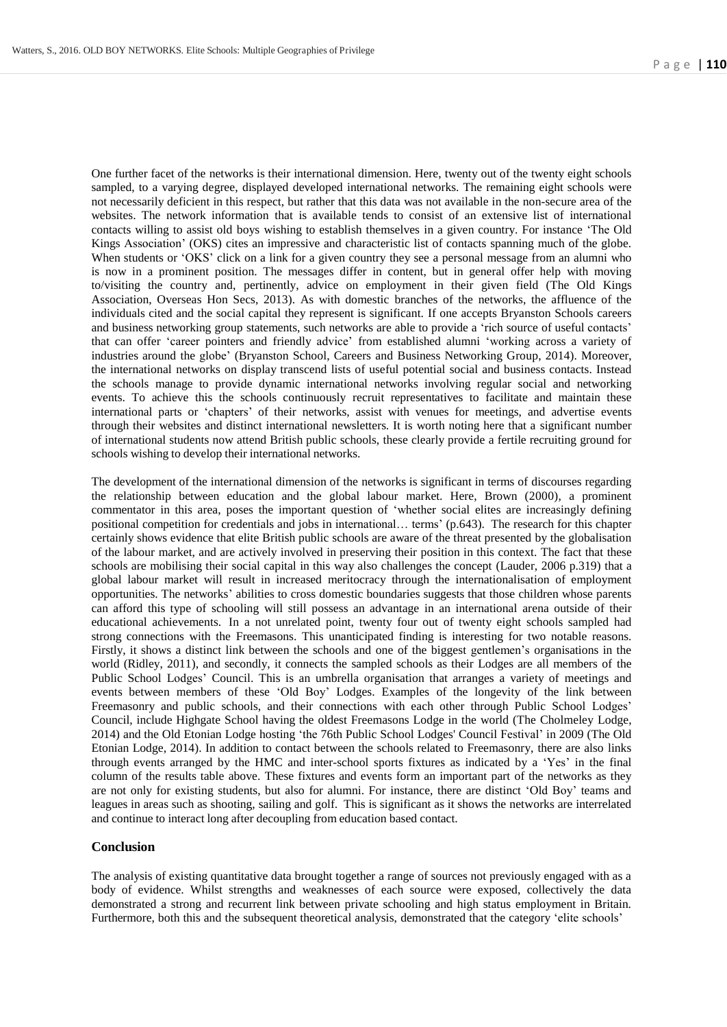One further facet of the networks is their international dimension. Here, twenty out of the twenty eight schools sampled, to a varying degree, displayed developed international networks. The remaining eight schools were not necessarily deficient in this respect, but rather that this data was not available in the non-secure area of the websites. The network information that is available tends to consist of an extensive list of international contacts willing to assist old boys wishing to establish themselves in a given country. For instance 'The Old Kings Association' (OKS) cites an impressive and characteristic list of contacts spanning much of the globe. When students or 'OKS' click on a link for a given country they see a personal message from an alumni who is now in a prominent position. The messages differ in content, but in general offer help with moving to/visiting the country and, pertinently, advice on employment in their given field (The Old Kings Association, Overseas Hon Secs, 2013). As with domestic branches of the networks, the affluence of the individuals cited and the social capital they represent is significant. If one accepts Bryanston Schools careers and business networking group statements, such networks are able to provide a 'rich source of useful contacts' that can offer 'career pointers and friendly advice' from established alumni 'working across a variety of industries around the globe' (Bryanston School, Careers and Business Networking Group, 2014). Moreover, the international networks on display transcend lists of useful potential social and business contacts. Instead the schools manage to provide dynamic international networks involving regular social and networking events. To achieve this the schools continuously recruit representatives to facilitate and maintain these international parts or 'chapters' of their networks, assist with venues for meetings, and advertise events through their websites and distinct international newsletters. It is worth noting here that a significant number of international students now attend British public schools, these clearly provide a fertile recruiting ground for schools wishing to develop their international networks.

The development of the international dimension of the networks is significant in terms of discourses regarding the relationship between education and the global labour market. Here, Brown (2000), a prominent commentator in this area, poses the important question of 'whether social elites are increasingly defining positional competition for credentials and jobs in international… terms' (p.643). The research for this chapter certainly shows evidence that elite British public schools are aware of the threat presented by the globalisation of the labour market, and are actively involved in preserving their position in this context. The fact that these schools are mobilising their social capital in this way also challenges the concept (Lauder, 2006 p.319) that a global labour market will result in increased meritocracy through the internationalisation of employment opportunities. The networks' abilities to cross domestic boundaries suggests that those children whose parents can afford this type of schooling will still possess an advantage in an international arena outside of their educational achievements. In a not unrelated point, twenty four out of twenty eight schools sampled had strong connections with the Freemasons. This unanticipated finding is interesting for two notable reasons. Firstly, it shows a distinct link between the schools and one of the biggest gentlemen's organisations in the world (Ridley, 2011), and secondly, it connects the sampled schools as their Lodges are all members of the Public School Lodges' Council. This is an umbrella organisation that arranges a variety of meetings and events between members of these 'Old Boy' Lodges. Examples of the longevity of the link between Freemasonry and public schools, and their connections with each other through Public School Lodges' Council, include Highgate School having the oldest Freemasons Lodge in the world (The Cholmeley Lodge, 2014) and the Old Etonian Lodge hosting 'the 76th Public School Lodges' Council Festival' in 2009 (The Old Etonian Lodge, 2014). In addition to contact between the schools related to Freemasonry, there are also links through events arranged by the HMC and inter-school sports fixtures as indicated by a 'Yes' in the final column of the results table above. These fixtures and events form an important part of the networks as they are not only for existing students, but also for alumni. For instance, there are distinct 'Old Boy' teams and leagues in areas such as shooting, sailing and golf. This is significant as it shows the networks are interrelated and continue to interact long after decoupling from education based contact.

## Conclusion

The analysis of existing quantitative data brought together a range of sources not previously engaged with as a body of evidence. Whilst strengths and weaknesses of each source were exposed, collectively the data demonstrated a strong and recurrent link between private schooling and high status employment in Britain. Furthermore, both this and the subsequent theoretical analysis, demonstrated that the category 'elite schools'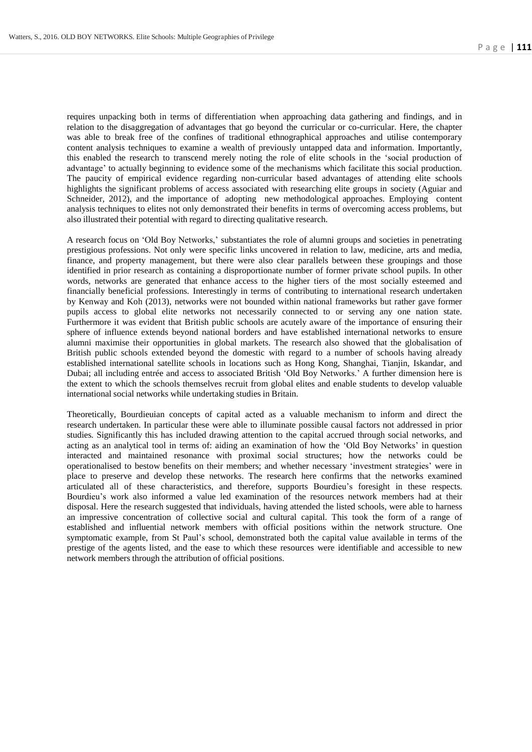requires unpacking both in terms of differentiation when approaching data gathering and findings, and in relation to the disaggregation of advantages that go beyond the curricular or co-curricular. Here, the chapter was able to break free of the confines of traditional ethnographical approaches and utilise contemporary content analysis techniques to examine a wealth of previously untapped data and information. Importantly, this enabled the research to transcend merely noting the role of elite schools in the 'social production of advantage' to actually beginning to evidence some of the mechanisms which facilitate this social production. The paucity of empirical evidence regarding non-curricular based advantages of attending elite schools highlights the significant problems of access associated with researching elite groups in society (Aguiar and Schneider, 2012), and the importance of adopting new methodological approaches. Employing content analysis techniques to elites not only demonstrated their benefits in terms of overcoming access problems, but also illustrated their potential with regard to directing qualitative research.

A research focus on 'Old Boy Networks,' substantiates the role of alumni groups and societies in penetrating prestigious professions. Not only were specific links uncovered in relation to law, medicine, arts and media, finance, and property management, but there were also clear parallels between these groupings and those identified in prior research as containing a disproportionate number of former private school pupils. In other words, networks are generated that enhance access to the higher tiers of the most socially esteemed and financially beneficial professions. Interestingly in terms of contributing to international research undertaken by Kenway and Koh (2013), networks were not bounded within national frameworks but rather gave former pupils access to global elite networks not necessarily connected to or serving any one nation state. Furthermore it was evident that British public schools are acutely aware of the importance of ensuring their sphere of influence extends beyond national borders and have established international networks to ensure alumni maximise their opportunities in global markets. The research also showed that the globalisation of British public schools extended beyond the domestic with regard to a number of schools having already established international satellite schools in locations such as Hong Kong, Shanghai, Tianjin, Iskandar, and Dubai; all including entrée and access to associated British 'Old Boy Networks.' A further dimension here is the extent to which the schools themselves recruit from global elites and enable students to develop valuable international social networks while undertaking studies in Britain.

Theoretically, Bourdieuian concepts of capital acted as a valuable mechanism to inform and direct the research undertaken. In particular these were able to illuminate possible causal factors not addressed in prior studies. Significantly this has included drawing attention to the capital accrued through social networks, and acting as an analytical tool in terms of: aiding an examination of how the 'Old Boy Networks' in question interacted and maintained resonance with proximal social structures; how the networks could be operationalised to bestow benefits on their members; and whether necessary 'investment strategies' were in place to preserve and develop these networks. The research here confirms that the networks examined articulated all of these characteristics, and therefore, supports Bourdieu's foresight in these respects. Bourdieu's work also informed a value led examination of the resources network members had at their disposal. Here the research suggested that individuals, having attended the listed schools, were able to harness an impressive concentration of collective social and cultural capital. This took the form of a range of established and influential network members with official positions within the network structure. One symptomatic example, from St Paul's school, demonstrated both the capital value available in terms of the prestige of the agents listed, and the ease to which these resources were identifiable and accessible to new network members through the attribution of official positions.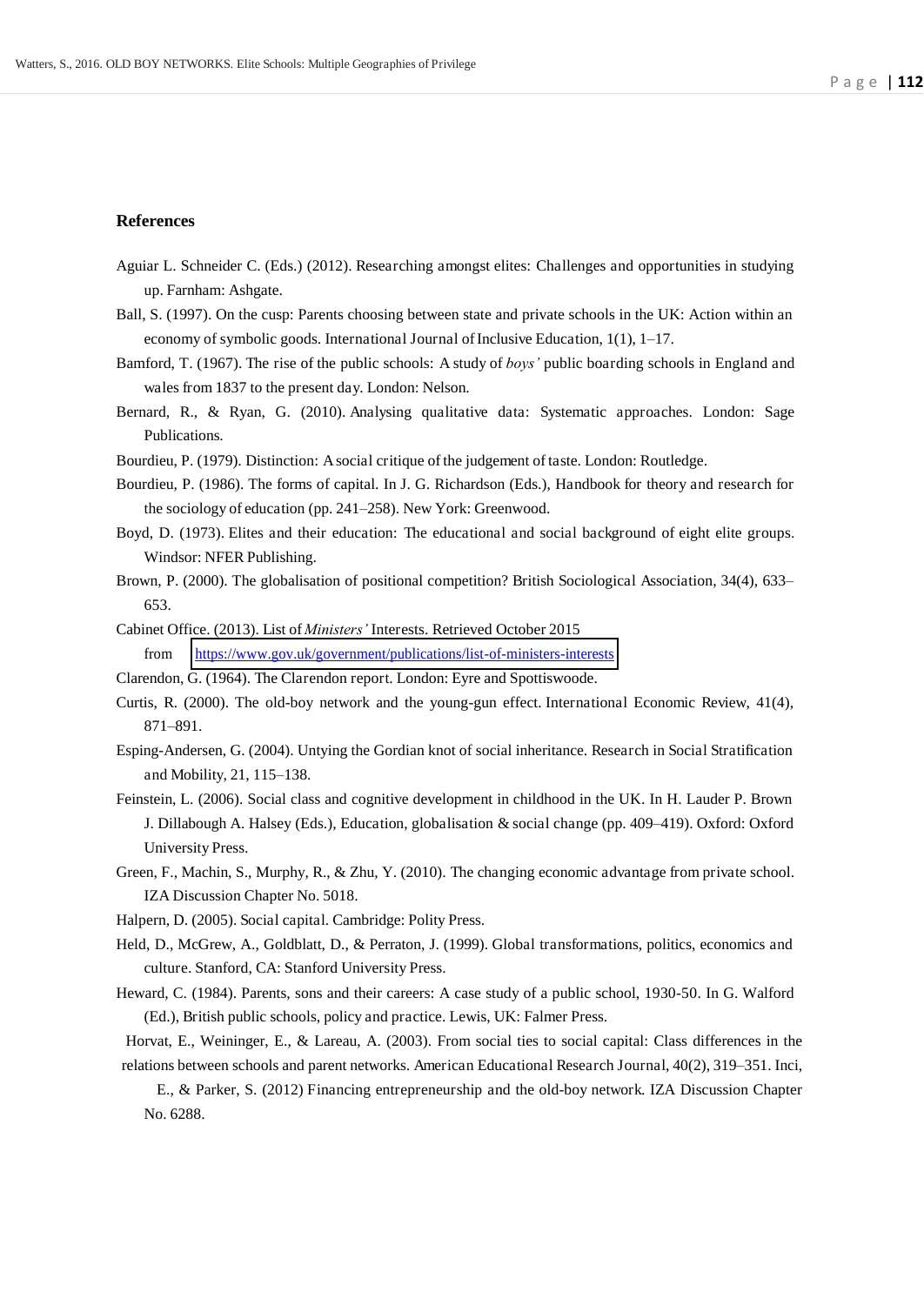# References

Aguiar L. Schneider C. (Eds.) (2012). Researching amongst elites: Challenges and opportunities in studying up. Farnham: Ashgate.

Ball, S. (1997). On the cusp: Parents choosing between state and private schools in the UK: Action within an economy of symbolic goods. International Journal of Inclusive Education, 1(1), 1–17.

Bamford, T. (1967). The rise of the public schools: A study of *boys'* public boarding schools in England and wales from 1837 to the present day. London: Nelson.

Bernard, R., & Ryan, G. (2010). Analysing qualitative data: Systematic approaches. London: Sage Publications.

Bourdieu, P. (1979). Distinction: A social critique of the judgement of taste. London: Routledge.

Bourdieu, P. (1986). The forms of capital. In J. G. Richardson (Eds.), Handbook for theory and research for the sociology of education (pp. 241–258). New York: Greenwood.

Boyd, D. (1973). Elites and their education: The educational and social background of eight elite groups. Windsor: NFER Publishing.

Brown, P. (2000). The globalisation of positional competition? British Sociological Association, 34(4), 633–653.

Cabinet Office. (2013). List of *Ministers'* Interests. Retrieved October 2015 from https://www.gov.uk/government/publications/list-of-ministers-interests

Clarendon, G. (1964). The Clarendon report. London: Eyre and Spottiswoode.

Curtis, R. (2000). The old-boy network and the young-gun effect. International Economic Review, 41(4), 871–891.

Esping-Andersen, G. (2004). Untying the Gordian knot of social inheritance. Research in Social Stratification and Mobility, 21, 115–138.

Feinstein, L. (2006). Social class and cognitive development in childhood in the UK. In H. Lauder P. Brown J. Dillabough A. Halsey (Eds.), Education, globalisation & social change (pp. 409–419). Oxford: Oxford University Press.

Green, F., Machin, S., Murphy, R., & Zhu, Y. (2010). The changing economic advantage from private school. IZA Discussion Chapter No. 5018.

Halpern, D. (2005). Social capital. Cambridge: Polity Press.

Held, D., McGrew, A., Goldblatt, D., & Perraton, J. (1999). Global transformations, politics, economics and culture. Stanford, CA: Stanford University Press.

Heward, C. (1984). Parents, sons and their careers: A case study of a public school, 1930-50. In G. Walford (Ed.), British public schools, policy and practice. Lewis, UK: Falmer Press.

Horvat, E., Weininger, E., & Lareau, A. (2003). From social ties to social capital: Class differences in the relations between schools and parent networks. American Educational Research Journal, 40(2), 319–351. Inci, E., & Parker, S. (2012) Financing entrepreneurship and the old-boy network. IZA Discussion Chapter No. 6288.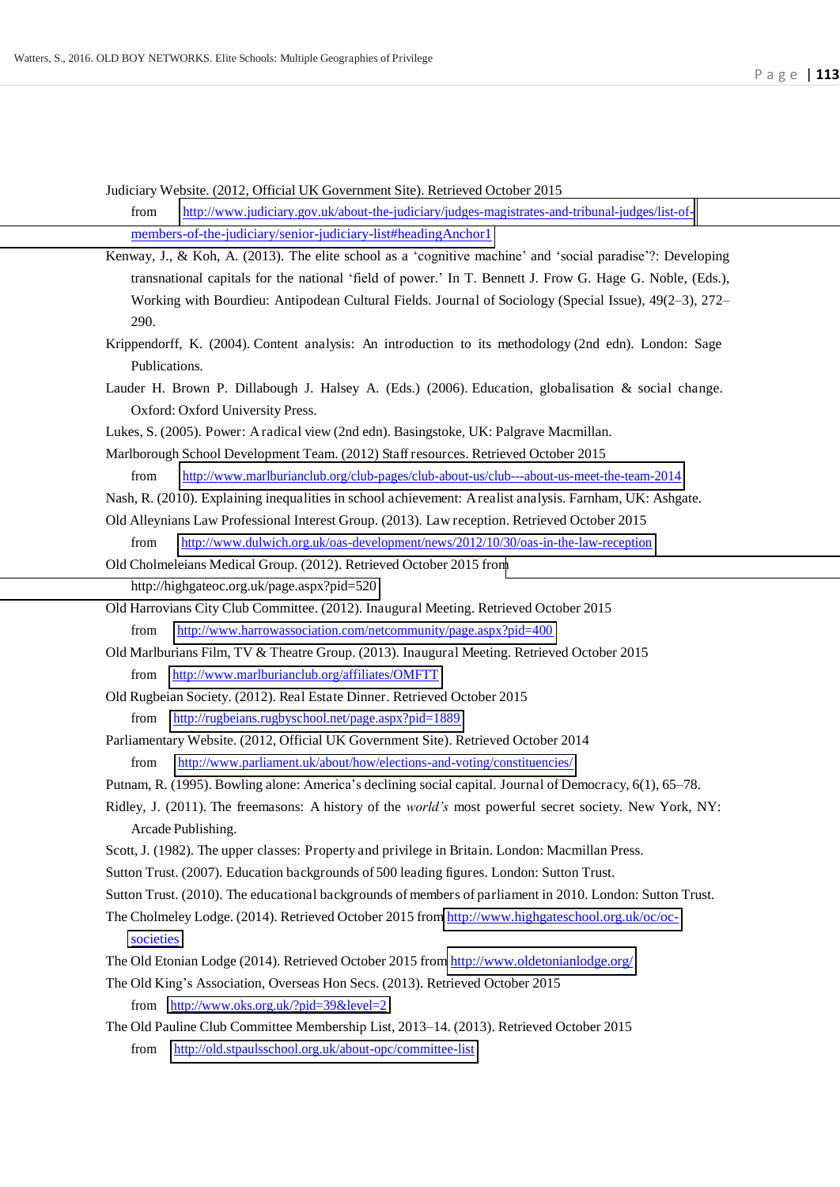Judiciary Website. (2012, Official UK Government Site). Retrieved October 2015 from http://www.judiciary.gov.uk/about-the-judiciary/judges-magistrates-and-tribunal-judges/list-of-members-of-the-judiciary/senior-judiciary-list#headingAnchor1

Kenway, J., & Koh, A. (2013). The elite school as a 'cognitive machine' and 'social paradise'?: Developing transnational capitals for the national 'field of power.' In T. Bennett J. Frow G. Hage G. Noble, (Eds.), Working with Bourdieu: Antipodean Cultural Fields. Journal of Sociology (Special Issue), 49(2–3), 272–290.

Krippendorff, K. (2004). Content analysis: An introduction to its methodology (2nd edn). London: Sage Publications.

Lauder H. Brown P. Dillabough J. Halsey A. (Eds.) (2006). Education, globalisation & social change. Oxford: Oxford University Press.

Lukes, S. (2005). Power: A radical view (2nd edn). Basingstoke, UK: Palgrave Macmillan.

Marlborough School Development Team. (2012) Staff resources. Retrieved October 2015 from http://www.marlburianclub.org/club-pages/club-about-us/club---about-us-meet-the-team-2014

Nash, R. (2010). Explaining inequalities in school achievement: A realist analysis. Farnham, UK: Ashgate.

Old Alleynians Law Professional Interest Group. (2013). Law reception. Retrieved October 2015 from http://www.dulwich.org.uk/oas-development/news/2012/10/30/oas-in-the-law-reception

Old Cholmeleians Medical Group. (2012). Retrieved October 2015 from http://highgateoc.org.uk/page.aspx?pid=520

Old Harrovians City Club Committee. (2012). Inaugural Meeting. Retrieved October 2015 from http://www.harrowassociation.com/netcommunity/page.aspx?pid=400

Old Marlburians Film, TV & Theatre Group. (2013). Inaugural Meeting. Retrieved October 2015 from http://www.marlburianclub.org/affiliates/OMFTT

Old Rugbeian Society. (2012). Real Estate Dinner. Retrieved October 2015 from http://rugbeians.rugbyschool.net/page.aspx?pid=1889

Parliamentary Website. (2012, Official UK Government Site). Retrieved October 2014 from http://www.parliament.uk/about/how/elections-and-voting/constituencies/

Putnam, R. (1995). Bowling alone: America's declining social capital. Journal of Democracy, 6(1), 65–78.

Ridley, J. (2011). The freemasons: A history of the *world's* most powerful secret society. New York, NY: Arcade Publishing.

Scott, J. (1982). The upper classes: Property and privilege in Britain. London: Macmillan Press.

Sutton Trust. (2007). Education backgrounds of 500 leading figures. London: Sutton Trust.

Sutton Trust. (2010). The educational backgrounds of members of parliament in 2010. London: Sutton Trust.

The Cholmeley Lodge. (2014). Retrieved October 2015 from http://www.highgateschool.org.uk/oc/oc-societies

The Old Etonian Lodge (2014). Retrieved October 2015 from http://www.oldetonianlodge.org/

The Old King's Association, Overseas Hon Secs. (2013). Retrieved October 2015 from http://www.oks.org.uk/?pid=39&level=2

The Old Pauline Club Committee Membership List, 2013–14. (2013). Retrieved October 2015 from http://old.stpaulsschool.org.uk/about-opc/committee-list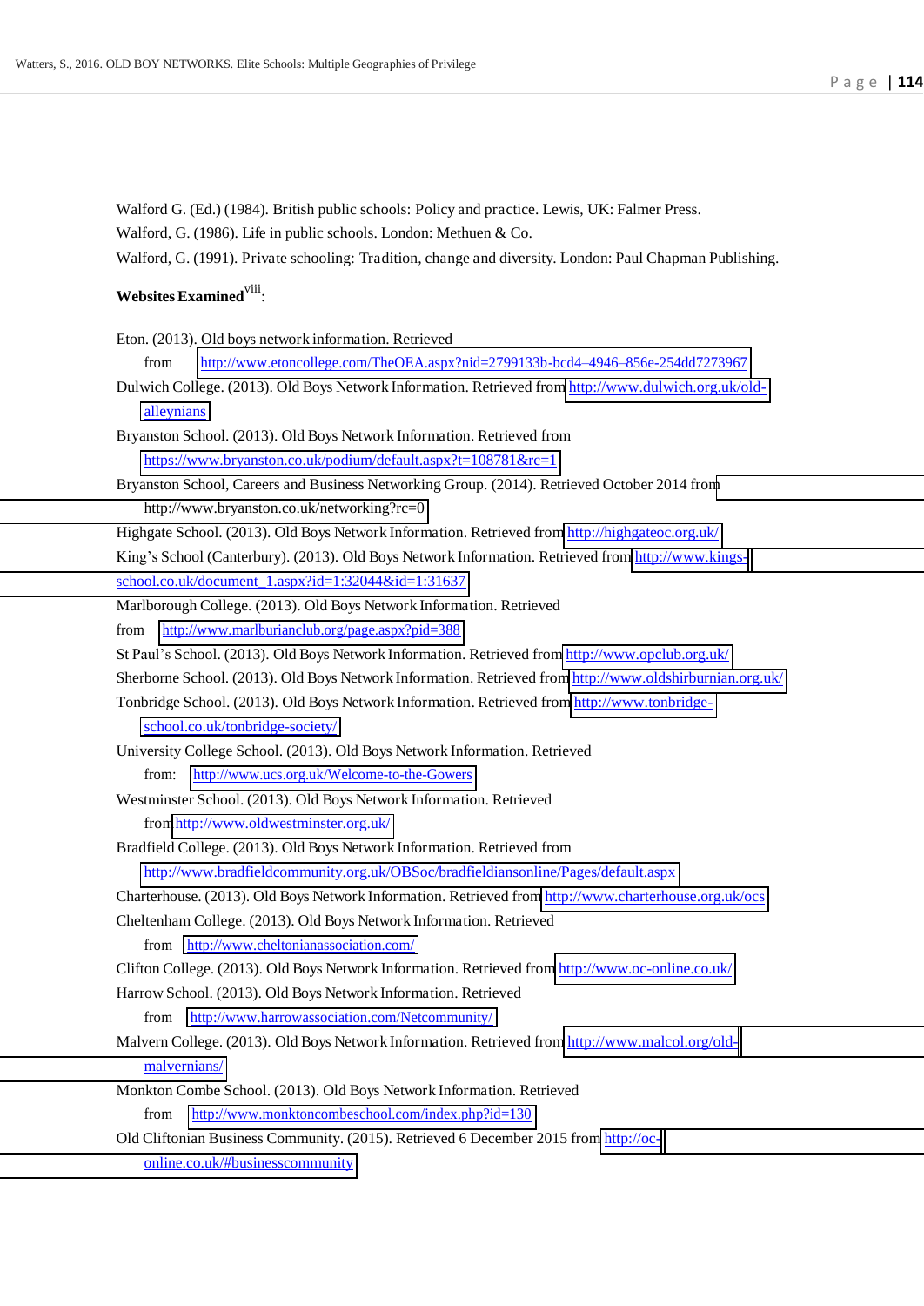Walford G. (Ed.) (1984). British public schools: Policy and practice. Lewis, UK: Falmer Press.

Walford, G. (1986). Life in public schools. London: Methuen & Co.

Walford, G. (1991). Private schooling: Tradition, change and diversity. London: Paul Chapman Publishing.

**Websites Examined**[viii]:

Eton. (2013). Old boys network information. Retrieved from http://www.etoncollege.com/TheOEA.aspx?nid=2799133b-bcd4–4946–856e-254dd7273967

Dulwich College. (2013). Old Boys Network Information. Retrieved from http://www.dulwich.org.uk/old-alleynians

Bryanston School. (2013). Old Boys Network Information. Retrieved from https://www.bryanston.co.uk/podium/default.aspx?t=108781&rc=1

Bryanston School, Careers and Business Networking Group. (2014). Retrieved October 2014 from http://www.bryanston.co.uk/networking?rc=0

Highgate School. (2013). Old Boys Network Information. Retrieved from http://highgateoc.org.uk/

King's School (Canterbury). (2013). Old Boys Network Information. Retrieved from http://www.kings-school.co.uk/document_1.aspx?id=1:32044&id=1:31637

Marlborough College. (2013). Old Boys Network Information. Retrieved from http://www.marlburianclub.org/page.aspx?pid=388

St Paul's School. (2013). Old Boys Network Information. Retrieved from http://www.opclub.org.uk/

Sherborne School. (2013). Old Boys Network Information. Retrieved from http://www.oldshirburnian.org.uk/

Tonbridge School. (2013). Old Boys Network Information. Retrieved from http://www.tonbridge-school.co.uk/tonbridge-society/

University College School. (2013). Old Boys Network Information. Retrieved from: http://www.ucs.org.uk/Welcome-to-the-Gowers

Westminster School. (2013). Old Boys Network Information. Retrieved from http://www.oldwestminster.org.uk/

Bradfield College. (2013). Old Boys Network Information. Retrieved from http://www.bradfieldcommunity.org.uk/OBSoc/bradfieldiansonline/Pages/default.aspx

Charterhouse. (2013). Old Boys Network Information. Retrieved from http://www.charterhouse.org.uk/ocs

Cheltenham College. (2013). Old Boys Network Information. Retrieved from http://www.cheltonianassociation.com/

Clifton College. (2013). Old Boys Network Information. Retrieved from http://www.oc-online.co.uk/

Harrow School. (2013). Old Boys Network Information. Retrieved from http://www.harrowassociation.com/Netcommunity/

Malvern College. (2013). Old Boys Network Information. Retrieved from http://www.malcol.org/old-malvernians/

Monkton Combe School. (2013). Old Boys Network Information. Retrieved from http://www.monktoncombeschool.com/index.php?id=130

Old Cliftonian Business Community. (2015). Retrieved 6 December 2015 from http://oc-online.co.uk/#businesscommunity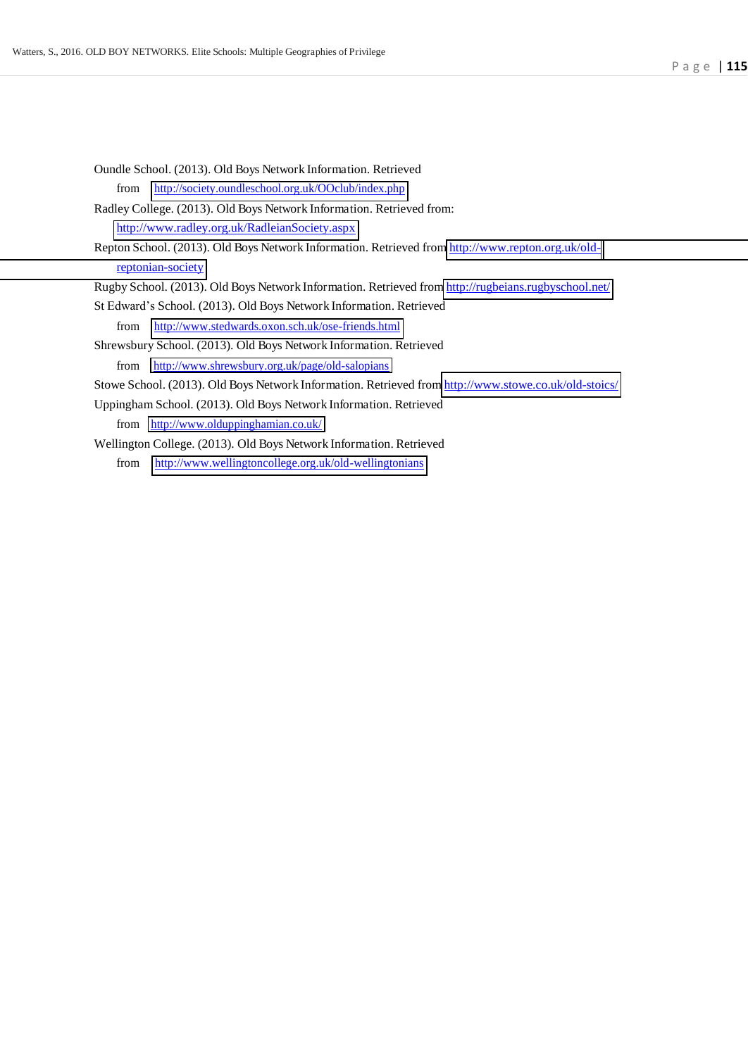Oundle School. (2013). Old Boys Network Information. Retrieved from http://society.oundleschool.org.uk/OOclub/index.php

Radley College. (2013). Old Boys Network Information. Retrieved from: http://www.radley.org.uk/RadleianSociety.aspx

Repton School. (2013). Old Boys Network Information. Retrieved from http://www.repton.org.uk/old-reptonian-society

Rugby School. (2013). Old Boys Network Information. Retrieved from http://rugbeians.rugbyschool.net/

St Edward's School. (2013). Old Boys Network Information. Retrieved from http://www.stedwards.oxon.sch.uk/ose-friends.html

Shrewsbury School. (2013). Old Boys Network Information. Retrieved from http://www.shrewsbury.org.uk/page/old-salopians

Stowe School. (2013). Old Boys Network Information. Retrieved from http://www.stowe.co.uk/old-stoics/

Uppingham School. (2013). Old Boys Network Information. Retrieved from http://www.olduppinghamian.co.uk/

Wellington College. (2013). Old Boys Network Information. Retrieved from http://www.wellingtoncollege.org.uk/old-wellingtonians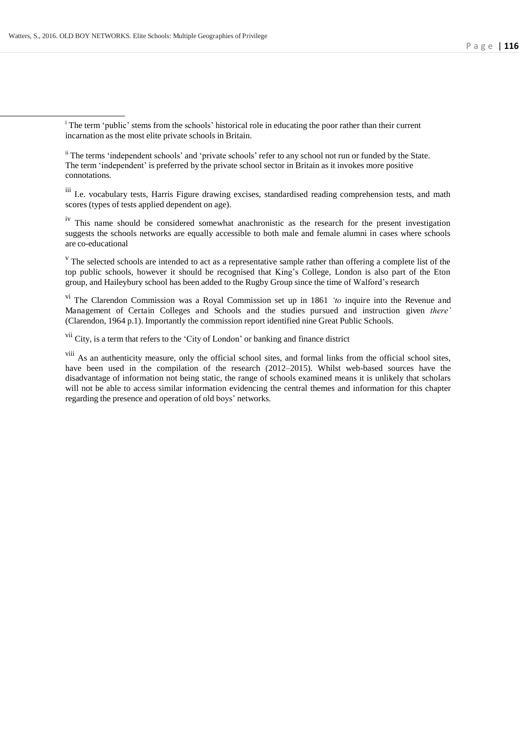[i] The term 'public' stems from the schools' historical role in educating the poor rather than their current incarnation as the most elite private schools in Britain.

[ii] The terms 'independent schools' and 'private schools' refer to any school not run or funded by the State. The term 'independent' is preferred by the private school sector in Britain as it invokes more positive connotations.

[iii] I.e. vocabulary tests, Harris Figure drawing excises, standardised reading comprehension tests, and math scores (types of tests applied dependent on age).

[iv] This name should be considered somewhat anachronistic as the research for the present investigation suggests the schools networks are equally accessible to both male and female alumni in cases where schools are co-educational

[v] The selected schools are intended to act as a representative sample rather than offering a complete list of the top public schools, however it should be recognised that King's College, London is also part of the Eton group, and Haileybury school has been added to the Rugby Group since the time of Walford's research

[vi] The Clarendon Commission was a Royal Commission set up in 1861 *'to* inquire into the Revenue and Management of Certain Colleges and Schools and the studies pursued and instruction given *there'* (Clarendon, 1964 p.1). Importantly the commission report identified nine Great Public Schools.

[vii] City, is a term that refers to the 'City of London' or banking and finance district

[viii] As an authenticity measure, only the official school sites, and formal links from the official school sites, have been used in the compilation of the research (2012–2015). Whilst web-based sources have the disadvantage of information not being static, the range of schools examined means it is unlikely that scholars will not be able to access similar information evidencing the central themes and information for this chapter regarding the presence and operation of old boys' networks.